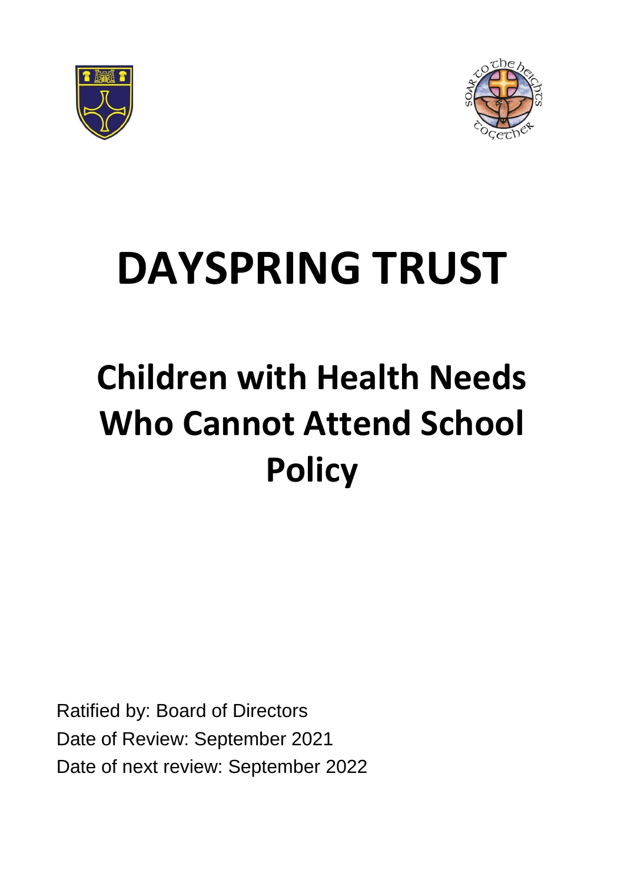# DAYSPRING TRUST

## Children with Health Needs Who Cannot Attend School Policy

Ratified by: Board of Directors

Date of Review: September 2021

Date of next review: September 2022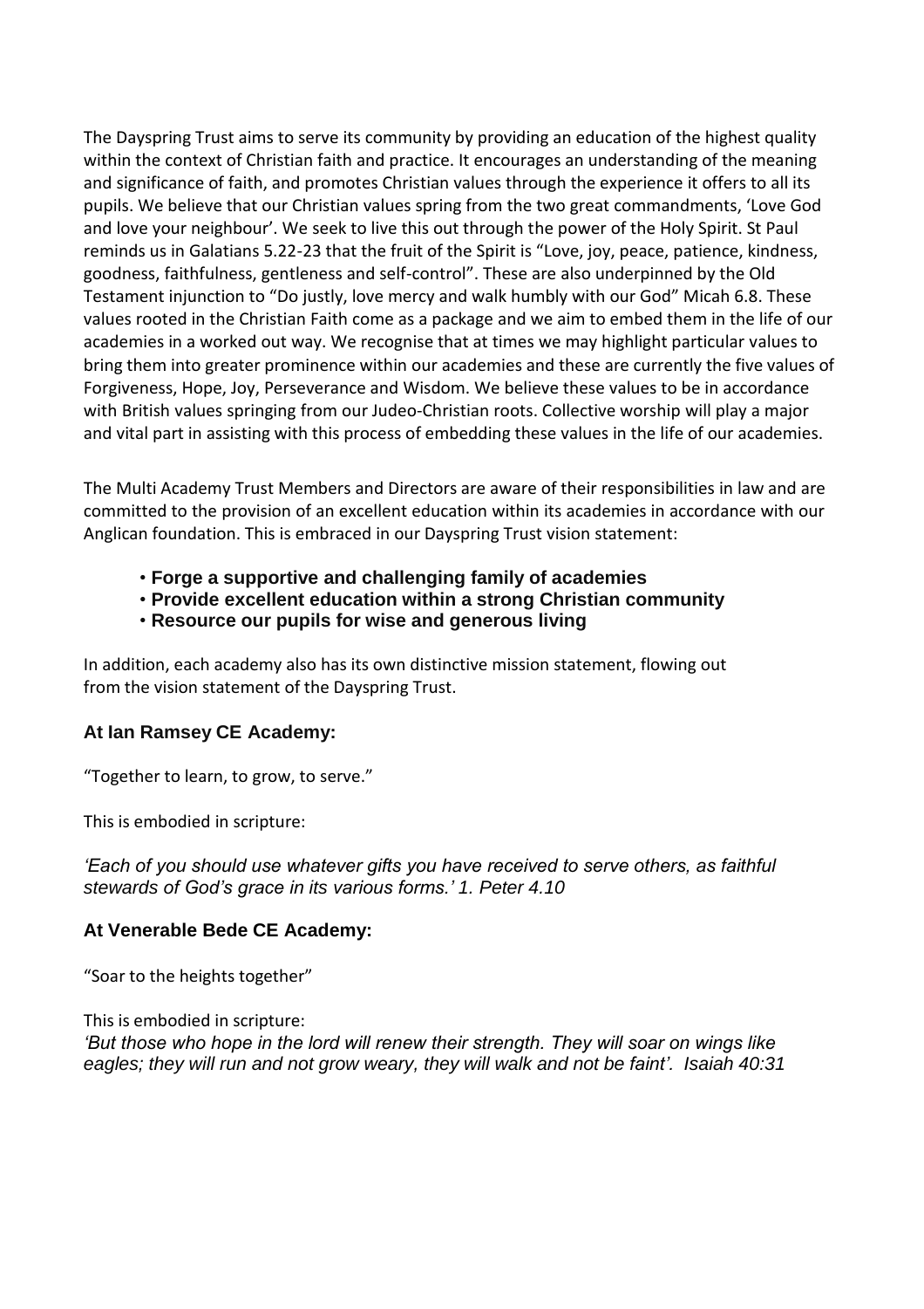The Dayspring Trust aims to serve its community by providing an education of the highest quality within the context of Christian faith and practice. It encourages an understanding of the meaning and significance of faith, and promotes Christian values through the experience it offers to all its pupils. We believe that our Christian values spring from the two great commandments, 'Love God and love your neighbour'. We seek to live this out through the power of the Holy Spirit. St Paul reminds us in Galatians 5.22-23 that the fruit of the Spirit is "Love, joy, peace, patience, kindness, goodness, faithfulness, gentleness and self-control". These are also underpinned by the Old Testament injunction to "Do justly, love mercy and walk humbly with our God" Micah 6.8. These values rooted in the Christian Faith come as a package and we aim to embed them in the life of our academies in a worked out way. We recognise that at times we may highlight particular values to bring them into greater prominence within our academies and these are currently the five values of Forgiveness, Hope, Joy, Perseverance and Wisdom. We believe these values to be in accordance with British values springing from our Judeo-Christian roots. Collective worship will play a major and vital part in assisting with this process of embedding these values in the life of our academies.

The Multi Academy Trust Members and Directors are aware of their responsibilities in law and are committed to the provision of an excellent education within its academies in accordance with our Anglican foundation. This is embraced in our Dayspring Trust vision statement:

- **Forge a supportive and challenging family of academies**
- **Provide excellent education within a strong Christian community**
- **Resource our pupils for wise and generous living**

In addition, each academy also has its own distinctive mission statement, flowing out from the vision statement of the Dayspring Trust.

### At Ian Ramsey CE Academy:

"Together to learn, to grow, to serve."

This is embodied in scripture:

*'Each of you should use whatever gifts you have received to serve others, as faithful stewards of God's grace in its various forms.' 1. Peter 4.10*

### At Venerable Bede CE Academy:

"Soar to the heights together"

This is embodied in scripture:

*'But those who hope in the lord will renew their strength. They will soar on wings like eagles; they will run and not grow weary, they will walk and not be faint'. Isaiah 40:31*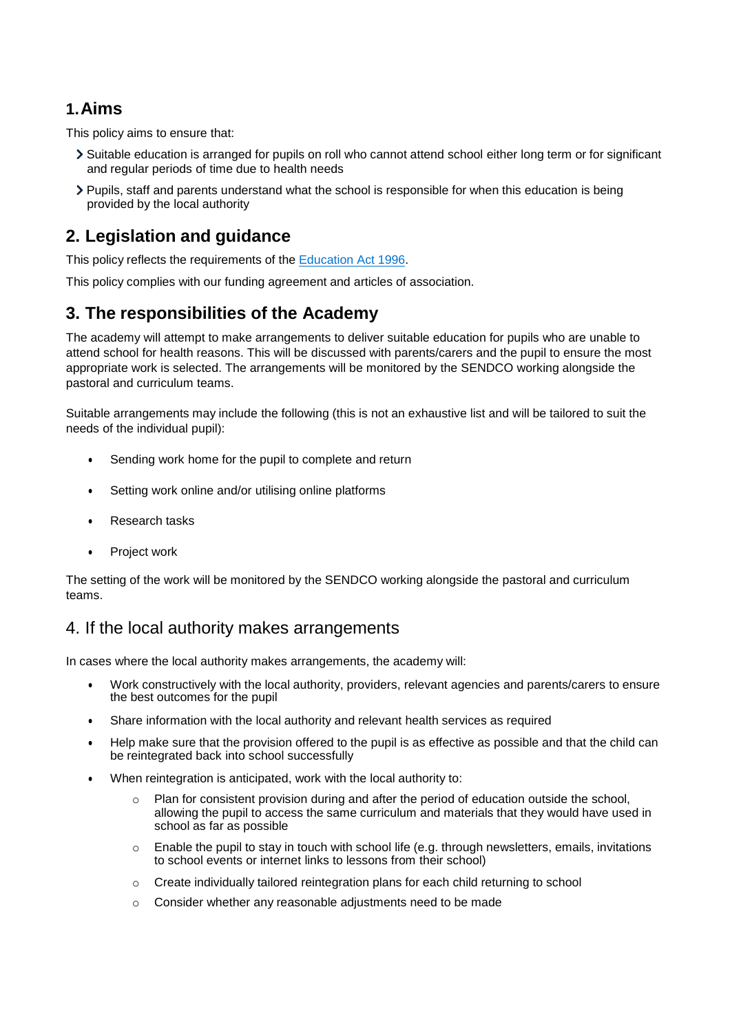## 1. Aims

This policy aims to ensure that:

- Suitable education is arranged for pupils on roll who cannot attend school either long term or for significant and regular periods of time due to health needs
- Pupils, staff and parents understand what the school is responsible for when this education is being provided by the local authority

## 2. Legislation and guidance

This policy reflects the requirements of the [Education Act 1996](Education Act 1996).

This policy complies with our funding agreement and articles of association.

## 3. The responsibilities of the Academy

The academy will attempt to make arrangements to deliver suitable education for pupils who are unable to attend school for health reasons. This will be discussed with parents/carers and the pupil to ensure the most appropriate work is selected. The arrangements will be monitored by the SENDCO working alongside the pastoral and curriculum teams.

Suitable arrangements may include the following (this is not an exhaustive list and will be tailored to suit the needs of the individual pupil):

- Sending work home for the pupil to complete and return
- Setting work online and/or utilising online platforms
- Research tasks
- Project work

The setting of the work will be monitored by the SENDCO working alongside the pastoral and curriculum teams.

## 4. If the local authority makes arrangements

In cases where the local authority makes arrangements, the academy will:

- Work constructively with the local authority, providers, relevant agencies and parents/carers to ensure the best outcomes for the pupil
- Share information with the local authority and relevant health services as required
- Help make sure that the provision offered to the pupil is as effective as possible and that the child can be reintegrated back into school successfully
- When reintegration is anticipated, work with the local authority to:
    - Plan for consistent provision during and after the period of education outside the school, allowing the pupil to access the same curriculum and materials that they would have used in school as far as possible
    - Enable the pupil to stay in touch with school life (e.g. through newsletters, emails, invitations to school events or internet links to lessons from their school)
    - Create individually tailored reintegration plans for each child returning to school
    - Consider whether any reasonable adjustments need to be made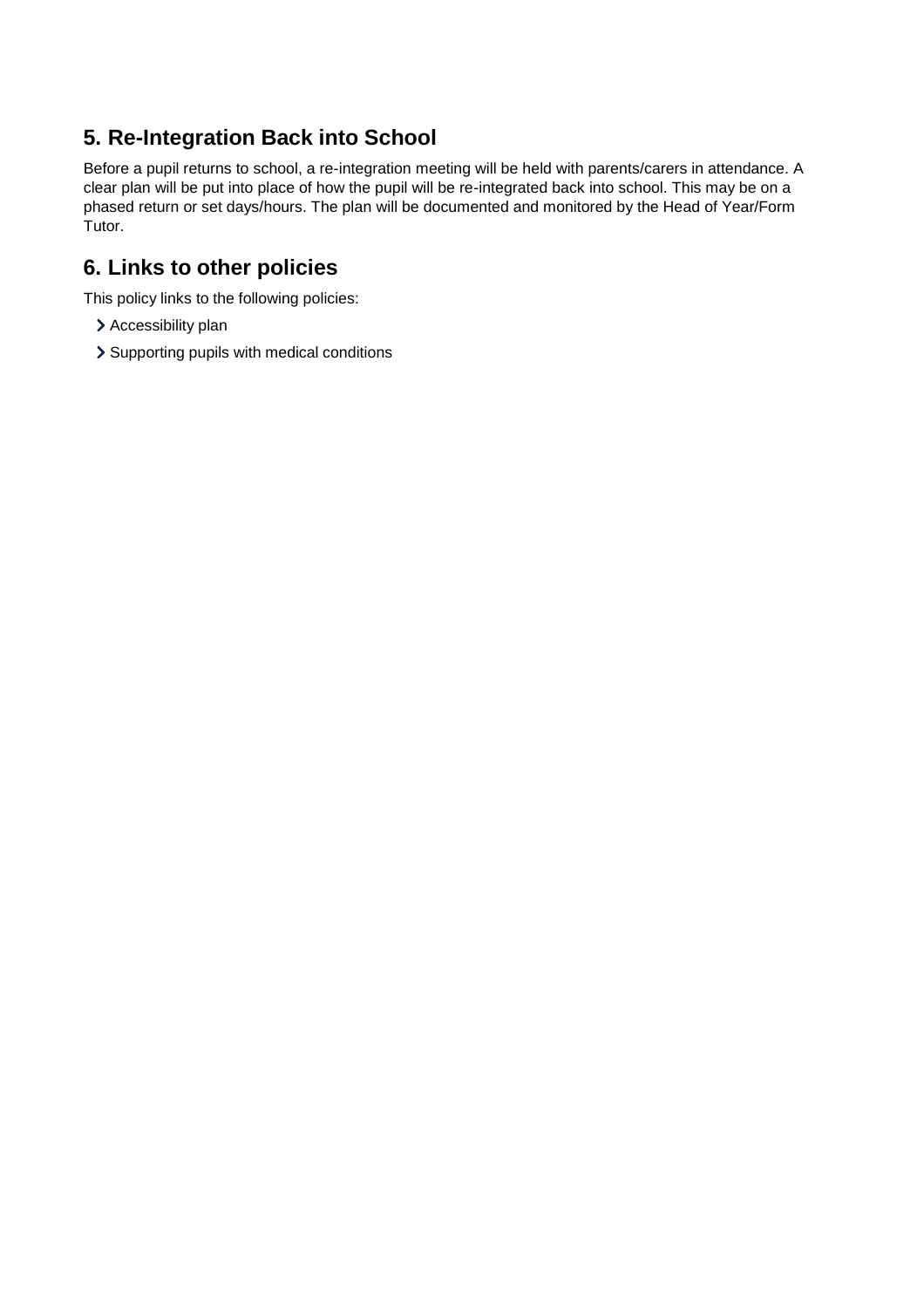## 5. Re-Integration Back into School

Before a pupil returns to school, a re-integration meeting will be held with parents/carers in attendance. A clear plan will be put into place of how the pupil will be re-integrated back into school. This may be on a phased return or set days/hours. The plan will be documented and monitored by the Head of Year/Form Tutor.

## 6. Links to other policies

This policy links to the following policies:

- Accessibility plan
- Supporting pupils with medical conditions